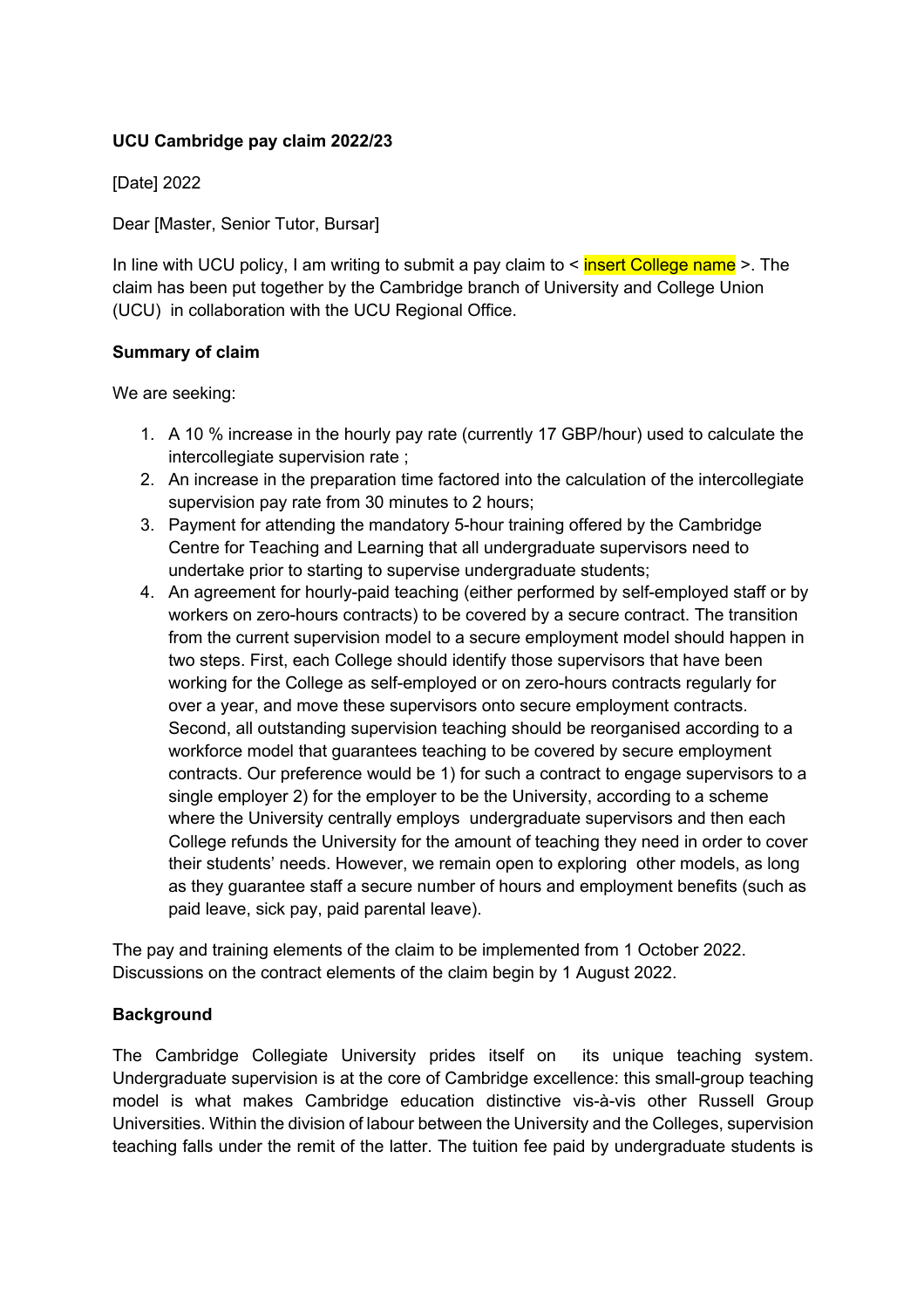**UCU Cambridge pay claim 2022/23**

[Date] 2022

Dear [Master, Senior Tutor, Bursar]

In line with UCU policy, I am writing to submit a pay claim to < insert College name >. The claim has been put together by the Cambridge branch of University and College Union (UCU) in collaboration with the UCU Regional Office.

**Summary of claim**

We are seeking:

1. A 10 % increase in the hourly pay rate (currently 17 GBP/hour) used to calculate the intercollegiate supervision rate ;
2. An increase in the preparation time factored into the calculation of the intercollegiate supervision pay rate from 30 minutes to 2 hours;
3. Payment for attending the mandatory 5-hour training offered by the Cambridge Centre for Teaching and Learning that all undergraduate supervisors need to undertake prior to starting to supervise undergraduate students;
4. An agreement for hourly-paid teaching (either performed by self-employed staff or by workers on zero-hours contracts) to be covered by a secure contract. The transition from the current supervision model to a secure employment model should happen in two steps. First, each College should identify those supervisors that have been working for the College as self-employed or on zero-hours contracts regularly for over a year, and move these supervisors onto secure employment contracts. Second, all outstanding supervision teaching should be reorganised according to a workforce model that guarantees teaching to be covered by secure employment contracts. Our preference would be 1) for such a contract to engage supervisors to a single employer 2) for the employer to be the University, according to a scheme where the University centrally employs undergraduate supervisors and then each College refunds the University for the amount of teaching they need in order to cover their students' needs. However, we remain open to exploring other models, as long as they guarantee staff a secure number of hours and employment benefits (such as paid leave, sick pay, paid parental leave).

The pay and training elements of the claim to be implemented from 1 October 2022. Discussions on the contract elements of the claim begin by 1 August 2022.

**Background**

The Cambridge Collegiate University prides itself on its unique teaching system. Undergraduate supervision is at the core of Cambridge excellence: this small-group teaching model is what makes Cambridge education distinctive vis-à-vis other Russell Group Universities. Within the division of labour between the University and the Colleges, supervision teaching falls under the remit of the latter. The tuition fee paid by undergraduate students is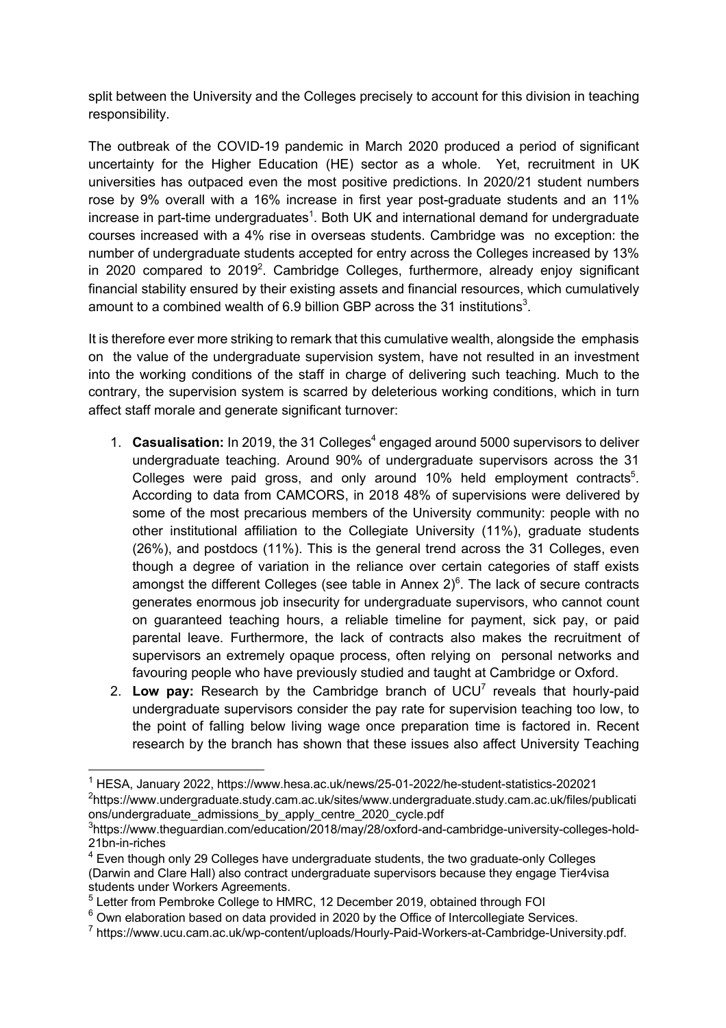split between the University and the Colleges precisely to account for this division in teaching responsibility.

The outbreak of the COVID-19 pandemic in March 2020 produced a period of significant uncertainty for the Higher Education (HE) sector as a whole. Yet, recruitment in UK universities has outpaced even the most positive predictions. In 2020/21 student numbers rose by 9% overall with a 16% increase in first year post-graduate students and an 11% increase in part-time undergraduates[1]. Both UK and international demand for undergraduate courses increased with a 4% rise in overseas students. Cambridge was no exception: the number of undergraduate students accepted for entry across the Colleges increased by 13% in 2020 compared to 2019[2]. Cambridge Colleges, furthermore, already enjoy significant financial stability ensured by their existing assets and financial resources, which cumulatively amount to a combined wealth of 6.9 billion GBP across the 31 institutions[3].

It is therefore ever more striking to remark that this cumulative wealth, alongside the emphasis on the value of the undergraduate supervision system, have not resulted in an investment into the working conditions of the staff in charge of delivering such teaching. Much to the contrary, the supervision system is scarred by deleterious working conditions, which in turn affect staff morale and generate significant turnover:

1. **Casualisation:** In 2019, the 31 Colleges[4] engaged around 5000 supervisors to deliver undergraduate teaching. Around 90% of undergraduate supervisors across the 31 Colleges were paid gross, and only around 10% held employment contracts[5]. According to data from CAMCORS, in 2018 48% of supervisions were delivered by some of the most precarious members of the University community: people with no other institutional affiliation to the Collegiate University (11%), graduate students (26%), and postdocs (11%). This is the general trend across the 31 Colleges, even though a degree of variation in the reliance over certain categories of staff exists amongst the different Colleges (see table in Annex 2)[6]. The lack of secure contracts generates enormous job insecurity for undergraduate supervisors, who cannot count on guaranteed teaching hours, a reliable timeline for payment, sick pay, or paid parental leave. Furthermore, the lack of contracts also makes the recruitment of supervisors an extremely opaque process, often relying on personal networks and favouring people who have previously studied and taught at Cambridge or Oxford.
2. **Low pay:** Research by the Cambridge branch of UCU[7] reveals that hourly-paid undergraduate supervisors consider the pay rate for supervision teaching too low, to the point of falling below living wage once preparation time is factored in. Recent research by the branch has shown that these issues also affect University Teaching

---

[1] HESA, January 2022, https://www.hesa.ac.uk/news/25-01-2022/he-student-statistics-202021

[2] https://www.undergraduate.study.cam.ac.uk/sites/www.undergraduate.study.cam.ac.uk/files/publications/undergraduate_admissions_by_apply_centre_2020_cycle.pdf

[3] https://www.theguardian.com/education/2018/may/28/oxford-and-cambridge-university-colleges-hold-21bn-in-riches

[4] Even though only 29 Colleges have undergraduate students, the two graduate-only Colleges (Darwin and Clare Hall) also contract undergraduate supervisors because they engage Tier4visa students under Workers Agreements.

[5] Letter from Pembroke College to HMRC, 12 December 2019, obtained through FOI

[6] Own elaboration based on data provided in 2020 by the Office of Intercollegiate Services.

[7] https://www.ucu.cam.ac.uk/wp-content/uploads/Hourly-Paid-Workers-at-Cambridge-University.pdf.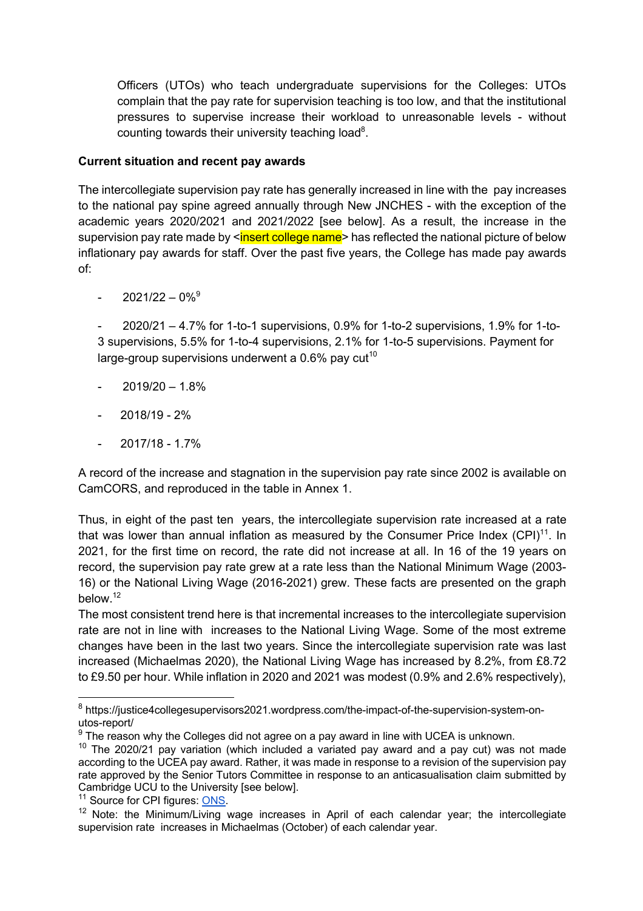Officers (UTOs) who teach undergraduate supervisions for the Colleges: UTOs complain that the pay rate for supervision teaching is too low, and that the institutional pressures to supervise increase their workload to unreasonable levels - without counting towards their university teaching load[8].

**Current situation and recent pay awards**

The intercollegiate supervision pay rate has generally increased in line with the pay increases to the national pay spine agreed annually through New JNCHES - with the exception of the academic years 2020/2021 and 2021/2022 [see below]. As a result, the increase in the supervision pay rate made by <insert college name> has reflected the national picture of below inflationary pay awards for staff. Over the past five years, the College has made pay awards of:

- 2021/22 – 0%[9]
- 2020/21 – 4.7% for 1-to-1 supervisions, 0.9% for 1-to-2 supervisions, 1.9% for 1-to-3 supervisions, 5.5% for 1-to-4 supervisions, 2.1% for 1-to-5 supervisions. Payment for large-group supervisions underwent a 0.6% pay cut[10]
- 2019/20 – 1.8%
- 2018/19 - 2%
- 2017/18 - 1.7%

A record of the increase and stagnation in the supervision pay rate since 2002 is available on CamCORS, and reproduced in the table in Annex 1.

Thus, in eight of the past ten years, the intercollegiate supervision rate increased at a rate that was lower than annual inflation as measured by the Consumer Price Index (CPI)[11]. In 2021, for the first time on record, the rate did not increase at all. In 16 of the 19 years on record, the supervision pay rate grew at a rate less than the National Minimum Wage (2003-16) or the National Living Wage (2016-2021) grew. These facts are presented on the graph below.[12]

The most consistent trend here is that incremental increases to the intercollegiate supervision rate are not in line with increases to the National Living Wage. Some of the most extreme changes have been in the last two years. Since the intercollegiate supervision rate was last increased (Michaelmas 2020), the National Living Wage has increased by 8.2%, from £8.72 to £9.50 per hour. While inflation in 2020 and 2021 was modest (0.9% and 2.6% respectively),

---

[8] https://justice4collegesupervisors2021.wordpress.com/the-impact-of-the-supervision-system-on-utos-report/

[9] The reason why the Colleges did not agree on a pay award in line with UCEA is unknown.

[10] The 2020/21 pay variation (which included a variated pay award and a pay cut) was not made according to the UCEA pay award. Rather, it was made in response to a revision of the supervision pay rate approved by the Senior Tutors Committee in response to an anticasualisation claim submitted by Cambridge UCU to the University [see below].

[11] Source for CPI figures: ONS.

[12] Note: the Minimum/Living wage increases in April of each calendar year; the intercollegiate supervision rate increases in Michaelmas (October) of each calendar year.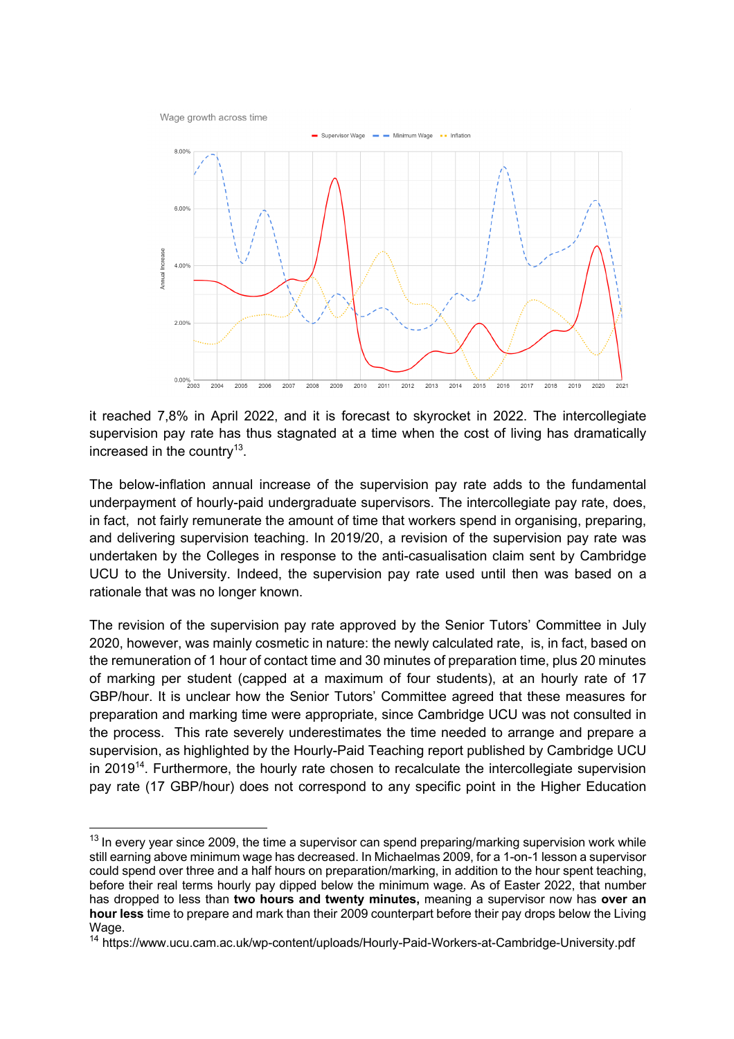it reached 7,8% in April 2022, and it is forecast to skyrocket in 2022. The intercollegiate supervision pay rate has thus stagnated at a time when the cost of living has dramatically increased in the country[13].

The below-inflation annual increase of the supervision pay rate adds to the fundamental underpayment of hourly-paid undergraduate supervisors. The intercollegiate pay rate, does, in fact, not fairly remunerate the amount of time that workers spend in organising, preparing, and delivering supervision teaching. In 2019/20, a revision of the supervision pay rate was undertaken by the Colleges in response to the anti-casualisation claim sent by Cambridge UCU to the University. Indeed, the supervision pay rate used until then was based on a rationale that was no longer known.

The revision of the supervision pay rate approved by the Senior Tutors' Committee in July 2020, however, was mainly cosmetic in nature: the newly calculated rate, is, in fact, based on the remuneration of 1 hour of contact time and 30 minutes of preparation time, plus 20 minutes of marking per student (capped at a maximum of four students), at an hourly rate of 17 GBP/hour. It is unclear how the Senior Tutors' Committee agreed that these measures for preparation and marking time were appropriate, since Cambridge UCU was not consulted in the process. This rate severely underestimates the time needed to arrange and prepare a supervision, as highlighted by the Hourly-Paid Teaching report published by Cambridge UCU in 2019[14]. Furthermore, the hourly rate chosen to recalculate the intercollegiate supervision pay rate (17 GBP/hour) does not correspond to any specific point in the Higher Education

---

[13] In every year since 2009, the time a supervisor can spend preparing/marking supervision work while still earning above minimum wage has decreased. In Michaelmas 2009, for a 1-on-1 lesson a supervisor could spend over three and a half hours on preparation/marking, in addition to the hour spent teaching, before their real terms hourly pay dipped below the minimum wage. As of Easter 2022, that number has dropped to less than **two hours and twenty minutes,** meaning a supervisor now has **over an hour less** time to prepare and mark than their 2009 counterpart before their pay drops below the Living Wage.

[14] https://www.ucu.cam.ac.uk/wp-content/uploads/Hourly-Paid-Workers-at-Cambridge-University.pdf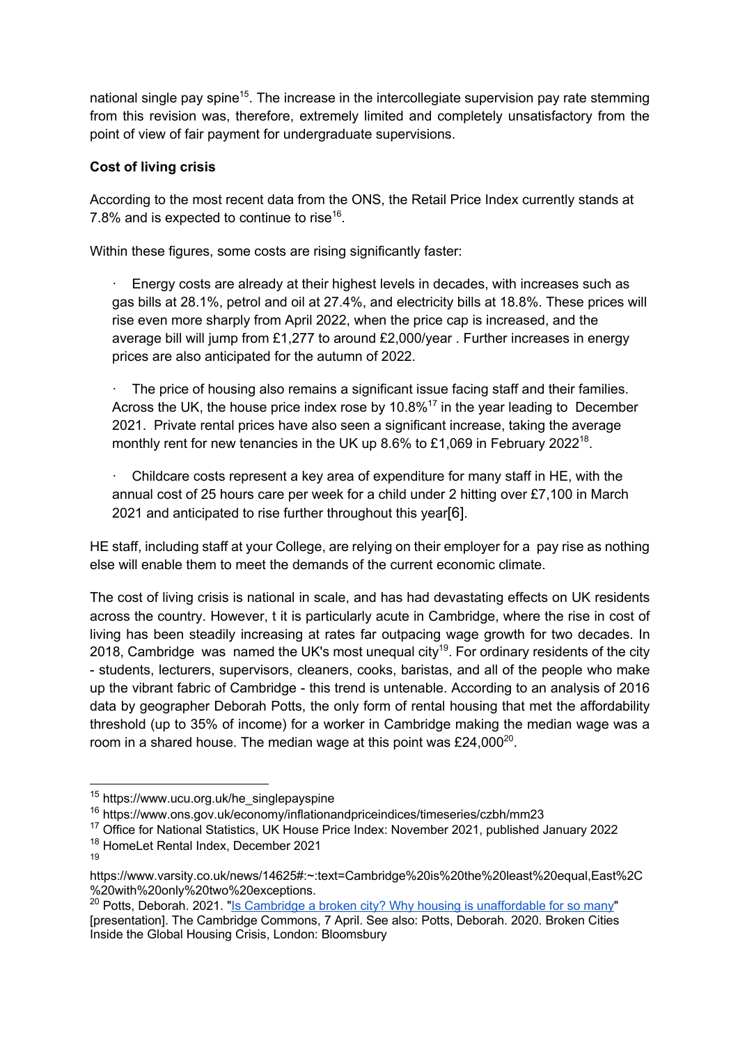national single pay spine[15]. The increase in the intercollegiate supervision pay rate stemming from this revision was, therefore, extremely limited and completely unsatisfactory from the point of view of fair payment for undergraduate supervisions.

**Cost of living crisis**

According to the most recent data from the ONS, the Retail Price Index currently stands at 7.8% and is expected to continue to rise[16].

Within these figures, some costs are rising significantly faster:

· Energy costs are already at their highest levels in decades, with increases such as gas bills at 28.1%, petrol and oil at 27.4%, and electricity bills at 18.8%. These prices will rise even more sharply from April 2022, when the price cap is increased, and the average bill will jump from £1,277 to around £2,000/year . Further increases in energy prices are also anticipated for the autumn of 2022.

· The price of housing also remains a significant issue facing staff and their families. Across the UK, the house price index rose by 10.8%[17] in the year leading to December 2021. Private rental prices have also seen a significant increase, taking the average monthly rent for new tenancies in the UK up 8.6% to £1,069 in February 2022[18].

· Childcare costs represent a key area of expenditure for many staff in HE, with the annual cost of 25 hours care per week for a child under 2 hitting over £7,100 in March 2021 and anticipated to rise further throughout this year[6].

HE staff, including staff at your College, are relying on their employer for a pay rise as nothing else will enable them to meet the demands of the current economic climate.

The cost of living crisis is national in scale, and has had devastating effects on UK residents across the country. However, t it is particularly acute in Cambridge, where the rise in cost of living has been steadily increasing at rates far outpacing wage growth for two decades. In 2018, Cambridge was named the UK's most unequal city[19]. For ordinary residents of the city - students, lecturers, supervisors, cleaners, cooks, baristas, and all of the people who make up the vibrant fabric of Cambridge - this trend is untenable. According to an analysis of 2016 data by geographer Deborah Potts, the only form of rental housing that met the affordability threshold (up to 35% of income) for a worker in Cambridge making the median wage was a room in a shared house. The median wage at this point was £24,000[20].

---

[15] https://www.ucu.org.uk/he_singlepayspine

[16] https://www.ons.gov.uk/economy/inflationandpriceindices/timeseries/czbh/mm23

[17] Office for National Statistics, UK House Price Index: November 2021, published January 2022

[18] HomeLet Rental Index, December 2021

[19] https://www.varsity.co.uk/news/14625#:~:text=Cambridge%20is%20the%20least%20equal,East%2C%20with%20only%20two%20exceptions.

[20] Potts, Deborah. 2021. "Is Cambridge a broken city? Why housing is unaffordable for so many" [presentation]. The Cambridge Commons, 7 April. See also: Potts, Deborah. 2020. Broken Cities Inside the Global Housing Crisis, London: Bloomsbury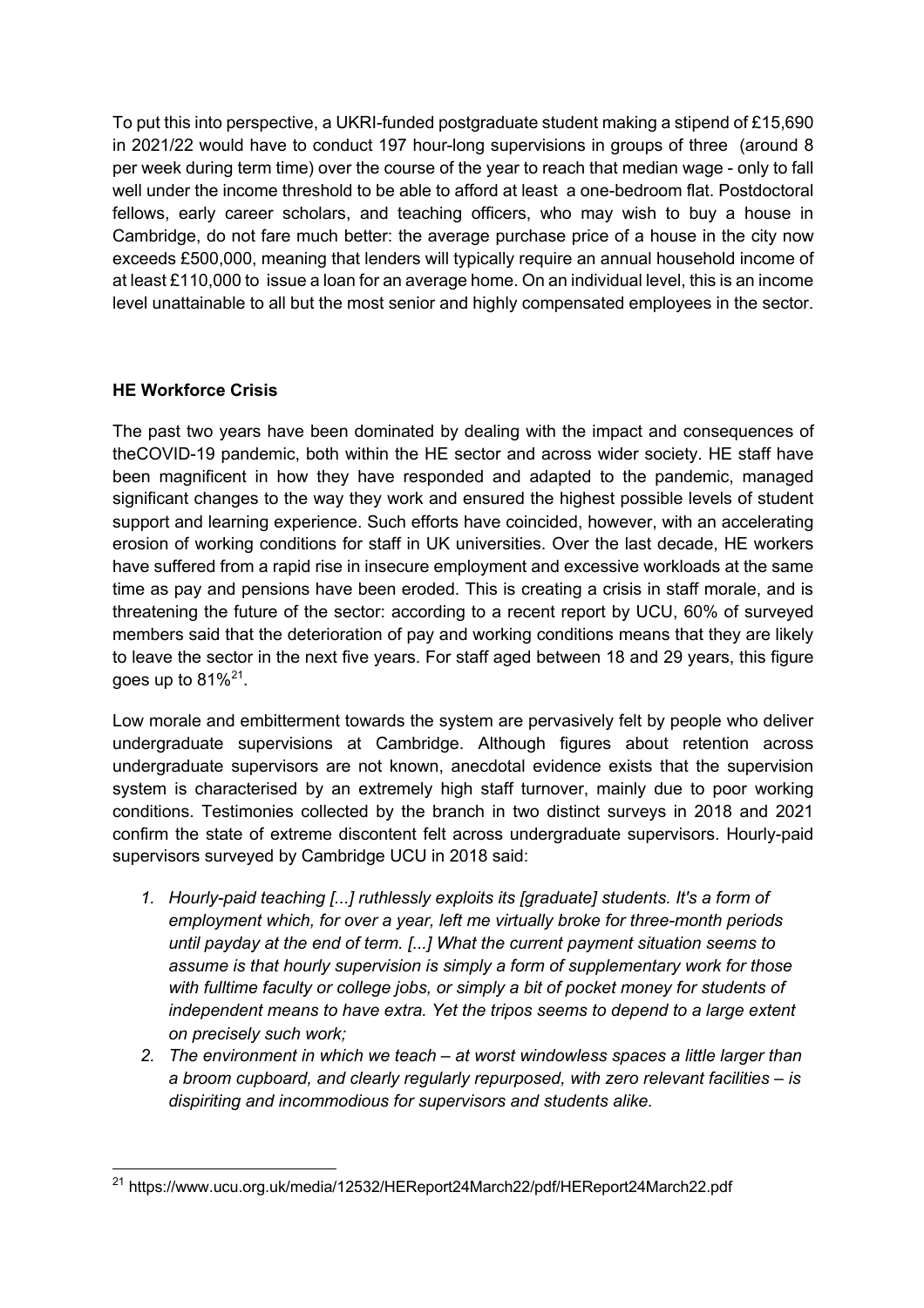To put this into perspective, a UKRI-funded postgraduate student making a stipend of £15,690 in 2021/22 would have to conduct 197 hour-long supervisions in groups of three (around 8 per week during term time) over the course of the year to reach that median wage - only to fall well under the income threshold to be able to afford at least a one-bedroom flat. Postdoctoral fellows, early career scholars, and teaching officers, who may wish to buy a house in Cambridge, do not fare much better: the average purchase price of a house in the city now exceeds £500,000, meaning that lenders will typically require an annual household income of at least £110,000 to issue a loan for an average home. On an individual level, this is an income level unattainable to all but the most senior and highly compensated employees in the sector.

**HE Workforce Crisis**

The past two years have been dominated by dealing with the impact and consequences of theCOVID-19 pandemic, both within the HE sector and across wider society. HE staff have been magnificent in how they have responded and adapted to the pandemic, managed significant changes to the way they work and ensured the highest possible levels of student support and learning experience. Such efforts have coincided, however, with an accelerating erosion of working conditions for staff in UK universities. Over the last decade, HE workers have suffered from a rapid rise in insecure employment and excessive workloads at the same time as pay and pensions have been eroded. This is creating a crisis in staff morale, and is threatening the future of the sector: according to a recent report by UCU, 60% of surveyed members said that the deterioration of pay and working conditions means that they are likely to leave the sector in the next five years. For staff aged between 18 and 29 years, this figure goes up to 81%[21].

Low morale and embitterment towards the system are pervasively felt by people who deliver undergraduate supervisions at Cambridge. Although figures about retention across undergraduate supervisors are not known, anecdotal evidence exists that the supervision system is characterised by an extremely high staff turnover, mainly due to poor working conditions. Testimonies collected by the branch in two distinct surveys in 2018 and 2021 confirm the state of extreme discontent felt across undergraduate supervisors. Hourly-paid supervisors surveyed by Cambridge UCU in 2018 said:

1. *Hourly-paid teaching [...] ruthlessly exploits its [graduate] students. It's a form of employment which, for over a year, left me virtually broke for three-month periods until payday at the end of term. [...] What the current payment situation seems to assume is that hourly supervision is simply a form of supplementary work for those with fulltime faculty or college jobs, or simply a bit of pocket money for students of independent means to have extra. Yet the tripos seems to depend to a large extent on precisely such work;*
2. *The environment in which we teach – at worst windowless spaces a little larger than a broom cupboard, and clearly regularly repurposed, with zero relevant facilities – is dispiriting and incommodious for supervisors and students alike.*

[21] https://www.ucu.org.uk/media/12532/HEReport24March22/pdf/HEReport24March22.pdf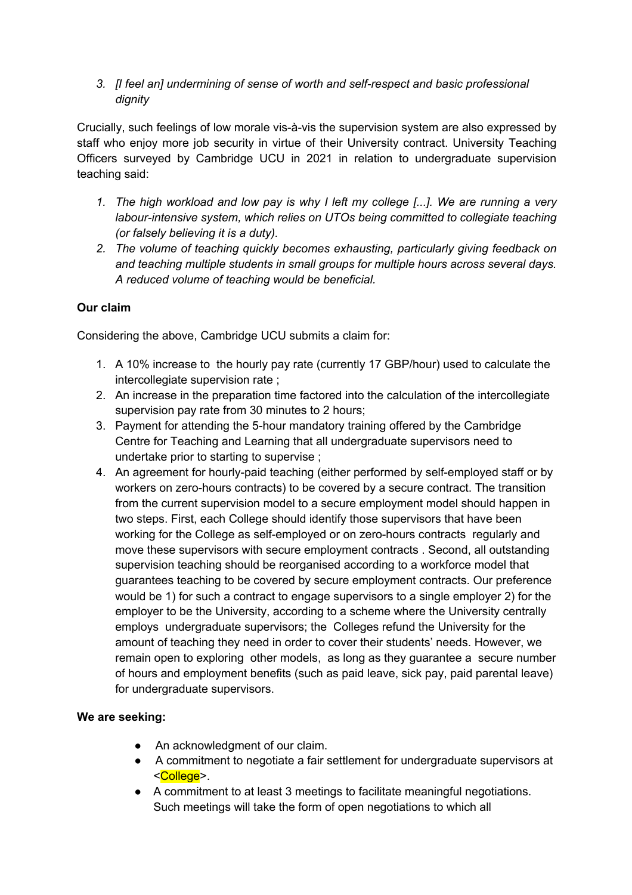3. *[I feel an] undermining of sense of worth and self-respect and basic professional dignity*

Crucially, such feelings of low morale vis-à-vis the supervision system are also expressed by staff who enjoy more job security in virtue of their University contract. University Teaching Officers surveyed by Cambridge UCU in 2021 in relation to undergraduate supervision teaching said:

1. *The high workload and low pay is why I left my college [...]. We are running a very labour-intensive system, which relies on UTOs being committed to collegiate teaching (or falsely believing it is a duty).*
2. *The volume of teaching quickly becomes exhausting, particularly giving feedback on and teaching multiple students in small groups for multiple hours across several days. A reduced volume of teaching would be beneficial.*

**Our claim**

Considering the above, Cambridge UCU submits a claim for:

1. A 10% increase to the hourly pay rate (currently 17 GBP/hour) used to calculate the intercollegiate supervision rate ;
2. An increase in the preparation time factored into the calculation of the intercollegiate supervision pay rate from 30 minutes to 2 hours;
3. Payment for attending the 5-hour mandatory training offered by the Cambridge Centre for Teaching and Learning that all undergraduate supervisors need to undertake prior to starting to supervise ;
4. An agreement for hourly-paid teaching (either performed by self-employed staff or by workers on zero-hours contracts) to be covered by a secure contract. The transition from the current supervision model to a secure employment model should happen in two steps. First, each College should identify those supervisors that have been working for the College as self-employed or on zero-hours contracts regularly and move these supervisors with secure employment contracts . Second, all outstanding supervision teaching should be reorganised according to a workforce model that guarantees teaching to be covered by secure employment contracts. Our preference would be 1) for such a contract to engage supervisors to a single employer 2) for the employer to be the University, according to a scheme where the University centrally employs undergraduate supervisors; the Colleges refund the University for the amount of teaching they need in order to cover their students' needs. However, we remain open to exploring other models, as long as they guarantee a secure number of hours and employment benefits (such as paid leave, sick pay, paid parental leave) for undergraduate supervisors.

**We are seeking:**

- An acknowledgment of our claim.
- A commitment to negotiate a fair settlement for undergraduate supervisors at <College>.
- A commitment to at least 3 meetings to facilitate meaningful negotiations. Such meetings will take the form of open negotiations to which all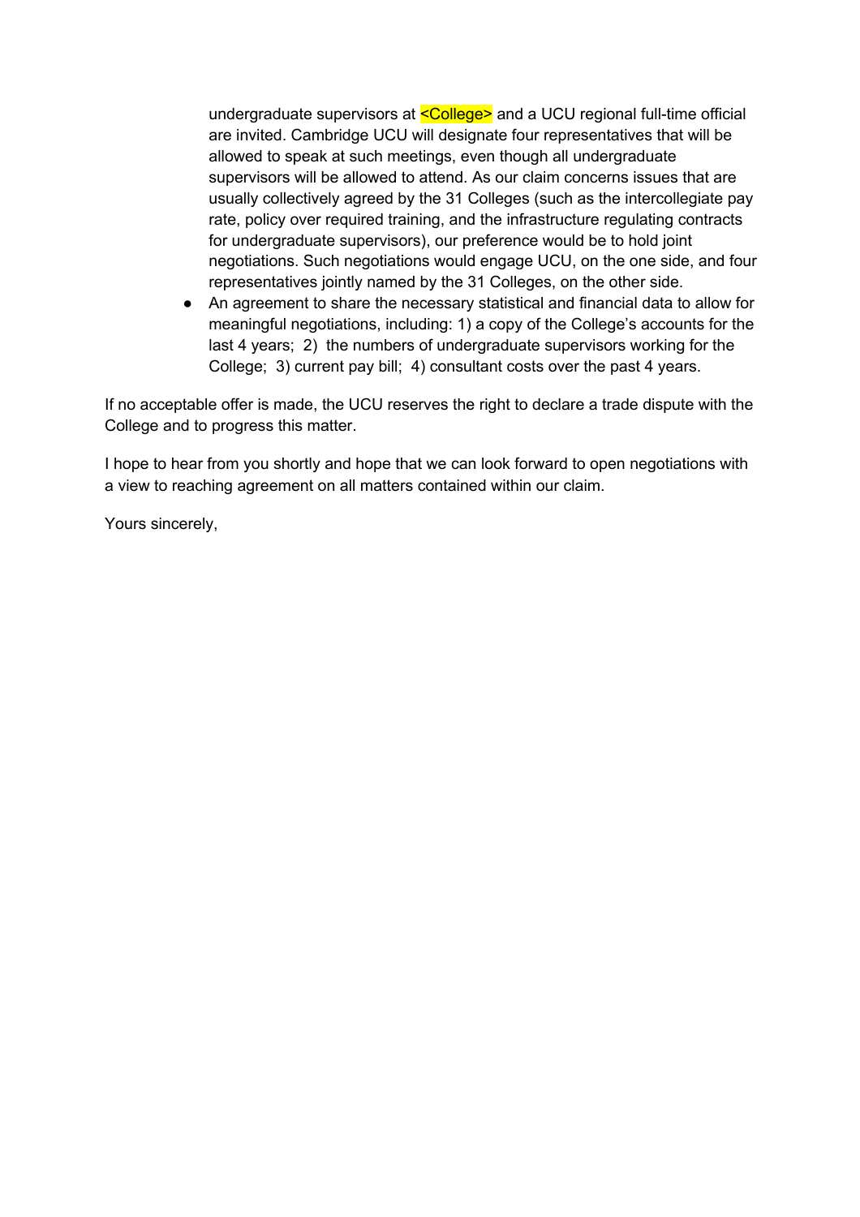undergraduate supervisors at <College> and a UCU regional full-time official are invited. Cambridge UCU will designate four representatives that will be allowed to speak at such meetings, even though all undergraduate supervisors will be allowed to attend. As our claim concerns issues that are usually collectively agreed by the 31 Colleges (such as the intercollegiate pay rate, policy over required training, and the infrastructure regulating contracts for undergraduate supervisors), our preference would be to hold joint negotiations. Such negotiations would engage UCU, on the one side, and four representatives jointly named by the 31 Colleges, on the other side.

- An agreement to share the necessary statistical and financial data to allow for meaningful negotiations, including: 1) a copy of the College's accounts for the last 4 years; 2) the numbers of undergraduate supervisors working for the College; 3) current pay bill; 4) consultant costs over the past 4 years.

If no acceptable offer is made, the UCU reserves the right to declare a trade dispute with the College and to progress this matter.

I hope to hear from you shortly and hope that we can look forward to open negotiations with a view to reaching agreement on all matters contained within our claim.

Yours sincerely,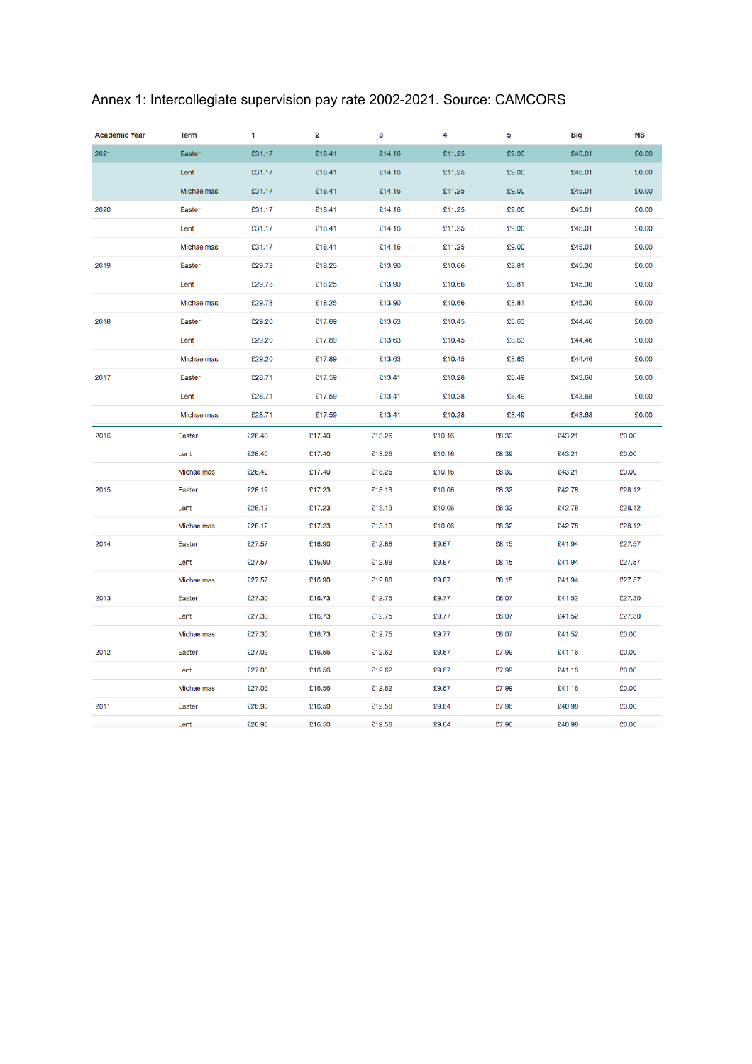Annex 1: Intercollegiate supervision pay rate 2002-2021. Source: CAMCORS

| Academic Year | Term | 1 | 2 | 3 | 4 | 5 | Big | NS |
|---|---|---|---|---|---|---|---|---|
| 2021 | Easter | £31.17 | £18.41 | £14.16 | £11.25 | £9.00 | £45.01 | £0.00 |
| | Lent | £31.17 | £18.41 | £14.16 | £11.25 | £9.00 | £45.01 | £0.00 |
| | Michaelmas | £31.17 | £18.41 | £14.16 | £11.25 | £9.00 | £45.01 | £0.00 |
| 2020 | Easter | £31.17 | £18.41 | £14.16 | £11.25 | £9.00 | £45.01 | £0.00 |
| | Lent | £31.17 | £18.41 | £14.16 | £11.25 | £9.00 | £45.01 | £0.00 |
| | Michaelmas | £31.17 | £18.41 | £14.16 | £11.25 | £9.00 | £45.01 | £0.00 |
| 2019 | Easter | £29.78 | £18.25 | £13.90 | £10.66 | £8.81 | £45.30 | £0.00 |
| | Lent | £29.78 | £18.25 | £13.90 | £10.66 | £8.81 | £45.30 | £0.00 |
| | Michaelmas | £29.78 | £18.25 | £13.90 | £10.66 | £8.81 | £45.30 | £0.00 |
| 2018 | Easter | £29.20 | £17.89 | £13.63 | £10.45 | £8.63 | £44.46 | £0.00 |
| | Lent | £29.20 | £17.89 | £13.63 | £10.45 | £8.63 | £44.46 | £0.00 |
| | Michaelmas | £29.20 | £17.89 | £13.63 | £10.45 | £8.63 | £44.46 | £0.00 |
| 2017 | Easter | £28.71 | £17.59 | £13.41 | £10.28 | £8.49 | £43.68 | £0.00 |
| | Lent | £28.71 | £17.59 | £13.41 | £10.28 | £8.49 | £43.68 | £0.00 |
| | Michaelmas | £28.71 | £17.59 | £13.41 | £10.28 | £8.49 | £43.68 | £0.00 |
| 2016 | Easter | £28.40 | £17.40 | £13.26 | £10.16 | £8.39 | £43.21 | £0.00 |
| | Lent | £28.40 | £17.40 | £13.26 | £10.16 | £8.39 | £43.21 | £0.00 |
| | Michaelmas | £28.40 | £17.40 | £13.26 | £10.16 | £8.39 | £43.21 | £0.00 |
| 2015 | Easter | £28.12 | £17.23 | £13.13 | £10.06 | £8.32 | £42.78 | £28.12 |
| | Lent | £28.12 | £17.23 | £13.13 | £10.06 | £8.32 | £42.78 | £28.12 |
| | Michaelmas | £28.12 | £17.23 | £13.13 | £10.06 | £8.32 | £42.78 | £28.12 |
| 2014 | Easter | £27.57 | £16.90 | £12.88 | £9.87 | £8.15 | £41.94 | £27.57 |
| | Lent | £27.57 | £16.90 | £12.88 | £9.87 | £8.15 | £41.94 | £27.57 |
| | Michaelmas | £27.57 | £16.90 | £12.88 | £9.87 | £8.15 | £41.94 | £27.57 |
| 2013 | Easter | £27.30 | £16.73 | £12.75 | £9.77 | £8.07 | £41.52 | £27.30 |
| | Lent | £27.30 | £16.73 | £12.75 | £9.77 | £8.07 | £41.52 | £27.30 |
| | Michaelmas | £27.30 | £16.73 | £12.75 | £9.77 | £8.07 | £41.52 | £0.00 |
| 2012 | Easter | £27.03 | £16.56 | £12.62 | £9.67 | £7.99 | £41.16 | £0.00 |
| | Lent | £27.03 | £16.56 | £12.62 | £9.67 | £7.99 | £41.16 | £0.00 |
| | Michaelmas | £27.03 | £16.56 | £12.62 | £9.67 | £7.99 | £41.16 | £0.00 |
| 2011 | Easter | £26.93 | £16.50 | £12.58 | £9.64 | £7.96 | £40.98 | £0.00 |
| | Lent | £26.93 | £16.50 | £12.58 | £9.64 | £7.96 | £40.98 | £0.00 |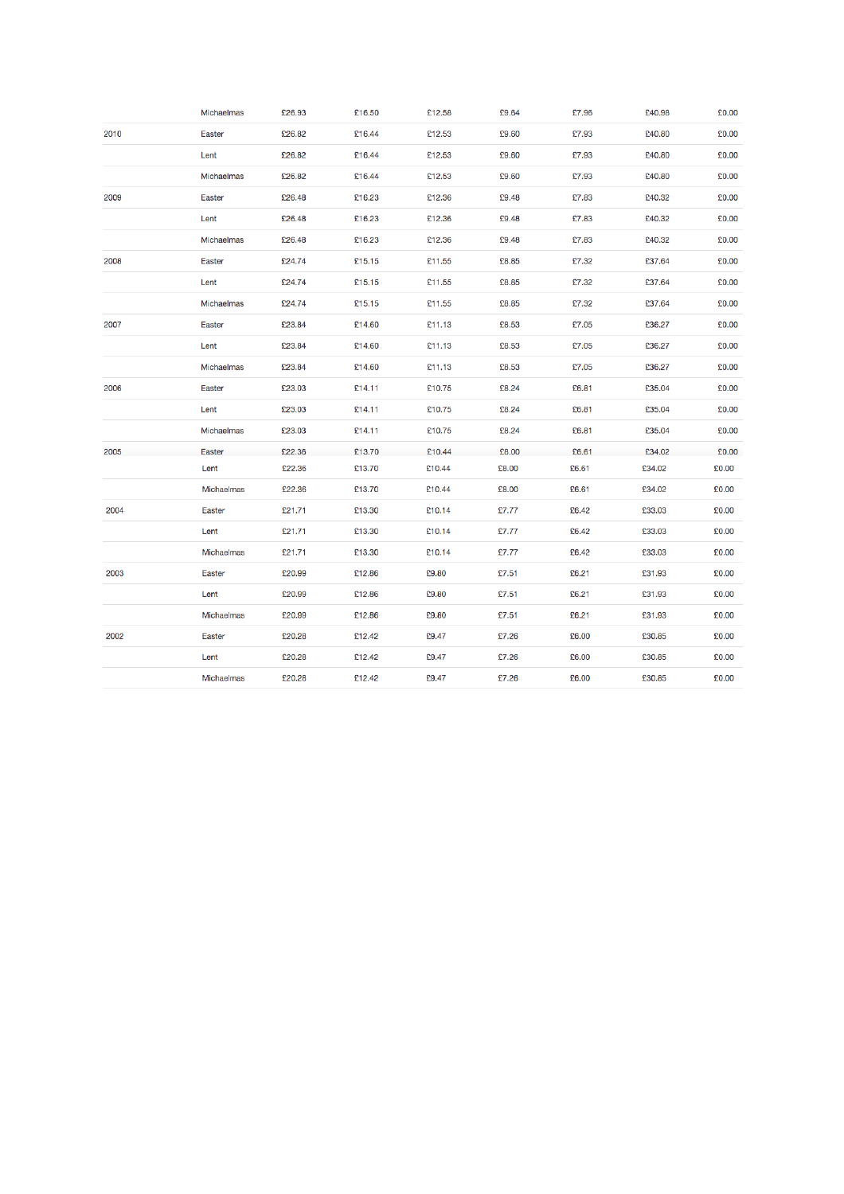| | | | | | | | | |
|---|---|---|---|---|---|---|---|---|
| | Michaelmas | £26.93 | £16.50 | £12.58 | £9.64 | £7.96 | £40.98 | £0.00 |
| 2010 | Easter | £26.82 | £16.44 | £12.53 | £9.60 | £7.93 | £40.80 | £0.00 |
| | Lent | £26.82 | £16.44 | £12.53 | £9.60 | £7.93 | £40.80 | £0.00 |
| | Michaelmas | £26.82 | £16.44 | £12.53 | £9.60 | £7.93 | £40.80 | £0.00 |
| 2009 | Easter | £26.48 | £16.23 | £12.36 | £9.48 | £7.83 | £40.32 | £0.00 |
| | Lent | £26.48 | £16.23 | £12.36 | £9.48 | £7.83 | £40.32 | £0.00 |
| | Michaelmas | £26.48 | £16.23 | £12.36 | £9.48 | £7.83 | £40.32 | £0.00 |
| 2008 | Easter | £24.74 | £15.15 | £11.55 | £8.85 | £7.32 | £37.64 | £0.00 |
| | Lent | £24.74 | £15.15 | £11.55 | £8.85 | £7.32 | £37.64 | £0.00 |
| | Michaelmas | £24.74 | £15.15 | £11.55 | £8.85 | £7.32 | £37.64 | £0.00 |
| 2007 | Easter | £23.84 | £14.60 | £11.13 | £8.53 | £7.05 | £36.27 | £0.00 |
| | Lent | £23.84 | £14.60 | £11.13 | £8.53 | £7.05 | £36.27 | £0.00 |
| | Michaelmas | £23.84 | £14.60 | £11.13 | £8.53 | £7.05 | £36.27 | £0.00 |
| 2006 | Easter | £23.03 | £14.11 | £10.75 | £8.24 | £6.81 | £35.04 | £0.00 |
| | Lent | £23.03 | £14.11 | £10.75 | £8.24 | £6.81 | £35.04 | £0.00 |
| | Michaelmas | £23.03 | £14.11 | £10.75 | £8.24 | £6.81 | £35.04 | £0.00 |
| 2005 | Easter | £22.36 | £13.70 | £10.44 | £8.00 | £6.61 | £34.02 | £0.00 |
| | Lent | £22.36 | £13.70 | £10.44 | £8.00 | £6.61 | £34.02 | £0.00 |
| | Michaelmas | £22.36 | £13.70 | £10.44 | £8.00 | £6.61 | £34.02 | £0.00 |
| 2004 | Easter | £21.71 | £13.30 | £10.14 | £7.77 | £6.42 | £33.03 | £0.00 |
| | Lent | £21.71 | £13.30 | £10.14 | £7.77 | £6.42 | £33.03 | £0.00 |
| | Michaelmas | £21.71 | £13.30 | £10.14 | £7.77 | £6.42 | £33.03 | £0.00 |
| 2003 | Easter | £20.99 | £12.86 | £9.80 | £7.51 | £6.21 | £31.93 | £0.00 |
| | Lent | £20.99 | £12.86 | £9.80 | £7.51 | £6.21 | £31.93 | £0.00 |
| | Michaelmas | £20.99 | £12.86 | £9.80 | £7.51 | £6.21 | £31.93 | £0.00 |
| 2002 | Easter | £20.28 | £12.42 | £9.47 | £7.26 | £6.00 | £30.85 | £0.00 |
| | Lent | £20.28 | £12.42 | £9.47 | £7.26 | £6.00 | £30.85 | £0.00 |
| | Michaelmas | £20.28 | £12.42 | £9.47 | £7.26 | £6.00 | £30.85 | £0.00 |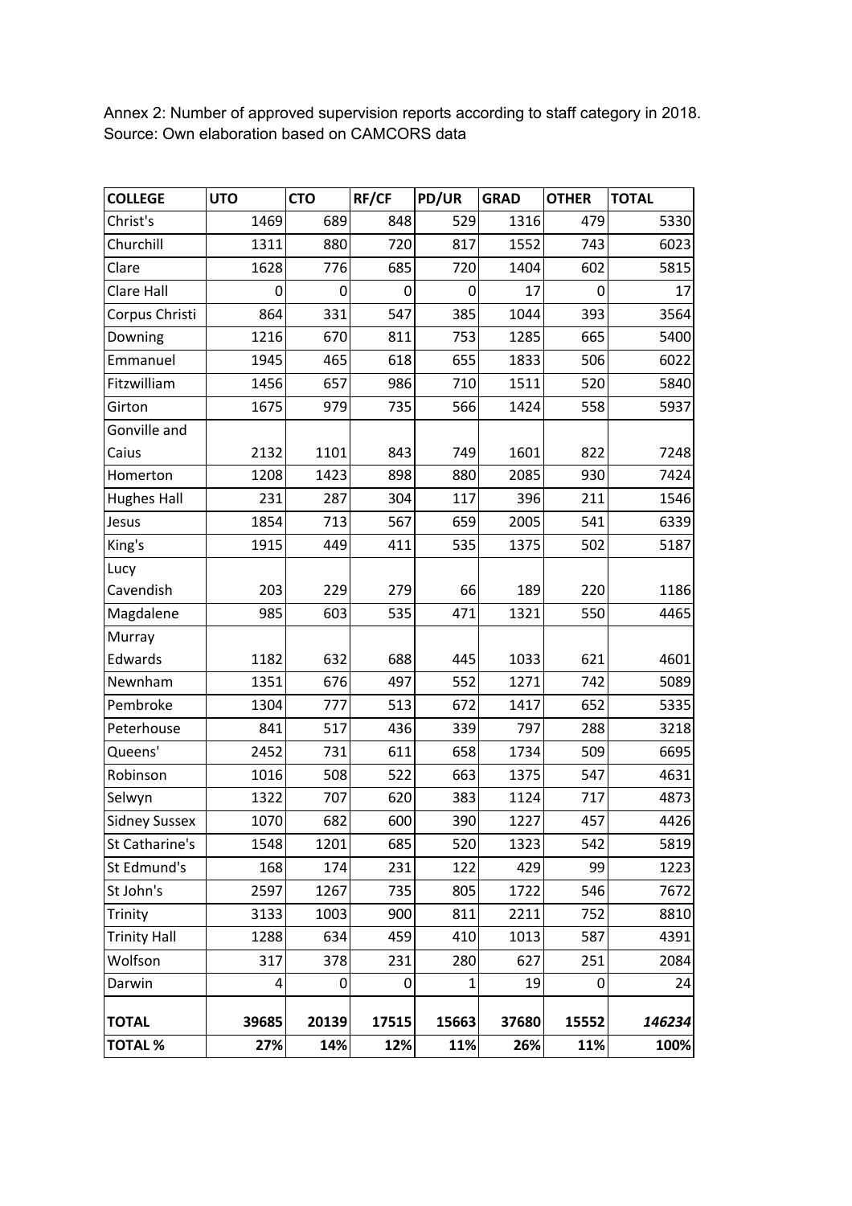Annex 2: Number of approved supervision reports according to staff category in 2018. Source: Own elaboration based on CAMCORS data

| COLLEGE | UTO | CTO | RF/CF | PD/UR | GRAD | OTHER | TOTAL |
|---|---|---|---|---|---|---|---|
| Christ's | 1469 | 689 | 848 | 529 | 1316 | 479 | 5330 |
| Churchill | 1311 | 880 | 720 | 817 | 1552 | 743 | 6023 |
| Clare | 1628 | 776 | 685 | 720 | 1404 | 602 | 5815 |
| Clare Hall | 0 | 0 | 0 | 0 | 17 | 0 | 17 |
| Corpus Christi | 864 | 331 | 547 | 385 | 1044 | 393 | 3564 |
| Downing | 1216 | 670 | 811 | 753 | 1285 | 665 | 5400 |
| Emmanuel | 1945 | 465 | 618 | 655 | 1833 | 506 | 6022 |
| Fitzwilliam | 1456 | 657 | 986 | 710 | 1511 | 520 | 5840 |
| Girton | 1675 | 979 | 735 | 566 | 1424 | 558 | 5937 |
| Gonville and Caius | 2132 | 1101 | 843 | 749 | 1601 | 822 | 7248 |
| Homerton | 1208 | 1423 | 898 | 880 | 2085 | 930 | 7424 |
| Hughes Hall | 231 | 287 | 304 | 117 | 396 | 211 | 1546 |
| Jesus | 1854 | 713 | 567 | 659 | 2005 | 541 | 6339 |
| King's | 1915 | 449 | 411 | 535 | 1375 | 502 | 5187 |
| Lucy Cavendish | 203 | 229 | 279 | 66 | 189 | 220 | 1186 |
| Magdalene | 985 | 603 | 535 | 471 | 1321 | 550 | 4465 |
| Murray Edwards | 1182 | 632 | 688 | 445 | 1033 | 621 | 4601 |
| Newnham | 1351 | 676 | 497 | 552 | 1271 | 742 | 5089 |
| Pembroke | 1304 | 777 | 513 | 672 | 1417 | 652 | 5335 |
| Peterhouse | 841 | 517 | 436 | 339 | 797 | 288 | 3218 |
| Queens' | 2452 | 731 | 611 | 658 | 1734 | 509 | 6695 |
| Robinson | 1016 | 508 | 522 | 663 | 1375 | 547 | 4631 |
| Selwyn | 1322 | 707 | 620 | 383 | 1124 | 717 | 4873 |
| Sidney Sussex | 1070 | 682 | 600 | 390 | 1227 | 457 | 4426 |
| St Catharine's | 1548 | 1201 | 685 | 520 | 1323 | 542 | 5819 |
| St Edmund's | 168 | 174 | 231 | 122 | 429 | 99 | 1223 |
| St John's | 2597 | 1267 | 735 | 805 | 1722 | 546 | 7672 |
| Trinity | 3133 | 1003 | 900 | 811 | 2211 | 752 | 8810 |
| Trinity Hall | 1288 | 634 | 459 | 410 | 1013 | 587 | 4391 |
| Wolfson | 317 | 378 | 231 | 280 | 627 | 251 | 2084 |
| Darwin | 4 | 0 | 0 | 1 | 19 | 0 | 24 |
| **TOTAL** | **39685** | **20139** | **17515** | **15663** | **37680** | **15552** | ***146234*** |
| **TOTAL %** | **27%** | **14%** | **12%** | **11%** | **26%** | **11%** | **100%** |